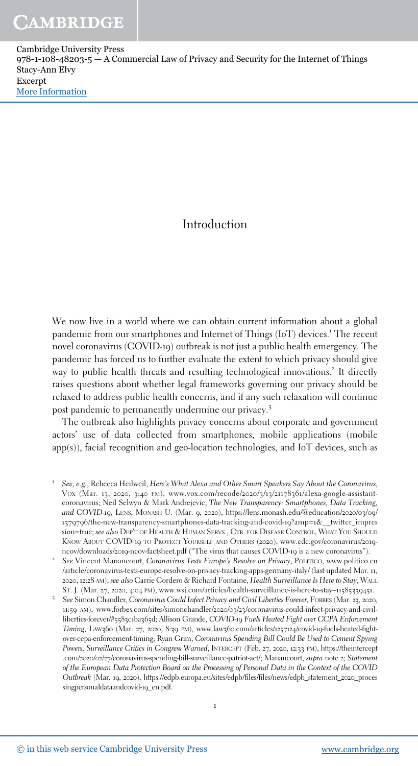# Introduction

We now live in a world where we can obtain current information about a global pandemic from our smartphones and Internet of Things (IoT) devices.[1] The recent novel coronavirus (COVID-19) outbreak is not just a public health emergency. The pandemic has forced us to further evaluate the extent to which privacy should give way to public health threats and resulting technological innovations.[2] It directly raises questions about whether legal frameworks governing our privacy should be relaxed to address public health concerns, and if any such relaxation will continue post pandemic to permanently undermine our privacy.[3]

The outbreak also highlights privacy concerns about corporate and government actors' use of data collected from smartphones, mobile applications (mobile app(s)), facial recognition and geo-location technologies, and IoT devices, such as

---

[1] *See, e.g.*, Rebecca Heilweil, *Here's What Alexa and Other Smart Speakers Say About the Coronavirus*, Vox (Mar. 13, 2020, 3:40 PM), www.vox.com/recode/2020/3/13/21178361/alexa-google-assistant-coronavirus; Neil Selwyn & Mark Andrejevic, *The New Transparency: Smartphones, Data Tracking, and COVID-19*, Lens, Monash U. (Mar. 9, 2020), https://lens.monash.edu/@education/2020/03/09/1379796/the-new-transparency-smartphones-data-tracking-and-covid-19?amp=1&__twitter_impression=true; *see also* Dep't of Health & Human Servs., Ctr. for Disease Control, What You Should Know About COVID-19 to Protect Yourself and Others (2020), www.cdc.gov/coronavirus/2019-ncov/downloads/2019-ncov-factsheet.pdf ("The virus that causes COVID-19 is a new coronavirus").

[2] *See* Vincent Manancourt, *Coronavirus Tests Europe's Resolve on Privacy*, Politico, www.politico.eu/article/coronavirus-tests-europe-resolve-on-privacy-tracking-apps-germany-italy/ (last updated Mar. 11, 2020, 12:28 AM); *see also* Carrie Cordero & Richard Fontaine, *Health Surveillance Is Here to Stay*, Wall St. J. (Mar. 27, 2020, 4:04 PM), www.wsj.com/articles/health-surveillance-is-here-to-stay-11585339451.

[3] *See* Simon Chandler, *Coronavirus Could Infect Privacy and Civil Liberties Forever*, Forbes (Mar. 23, 2020, 11:59 AM), www.forbes.com/sites/simonchandler/2020/03/23/coronavirus-could-infect-privacy-and-civil-liberties-forever/#5583c1ba365d; Allison Grande, *COVID-19 Fuels Heated Fight over CCPA Enforcement Timing*, Law360 (Mar. 27, 2020, 8:39 PM), www.law360.com/articles/1257124/covid-19-fuels-heated-fight-over-ccpa-enforcement-timing; Ryan Grim, *Coronavirus Spending Bill Could Be Used to Cement Spying Powers, Surveillance Critics in Congress Warned*, Intercept (Feb. 27, 2020, 12:33 PM), https://theintercept.com/2020/02/27/coronavirus-spending-bill-surveillance-patriot-act/; Manancourt, *supra* note 2; *Statement of the European Data Protection Board on the Processing of Personal Data in the Context of the COVID Outbreak* (Mar. 19, 2020), https://edpb.europa.eu/sites/edpb/files/files/news/edpb_statement_2020_processingpersonaldataandcovid-19_en.pdf.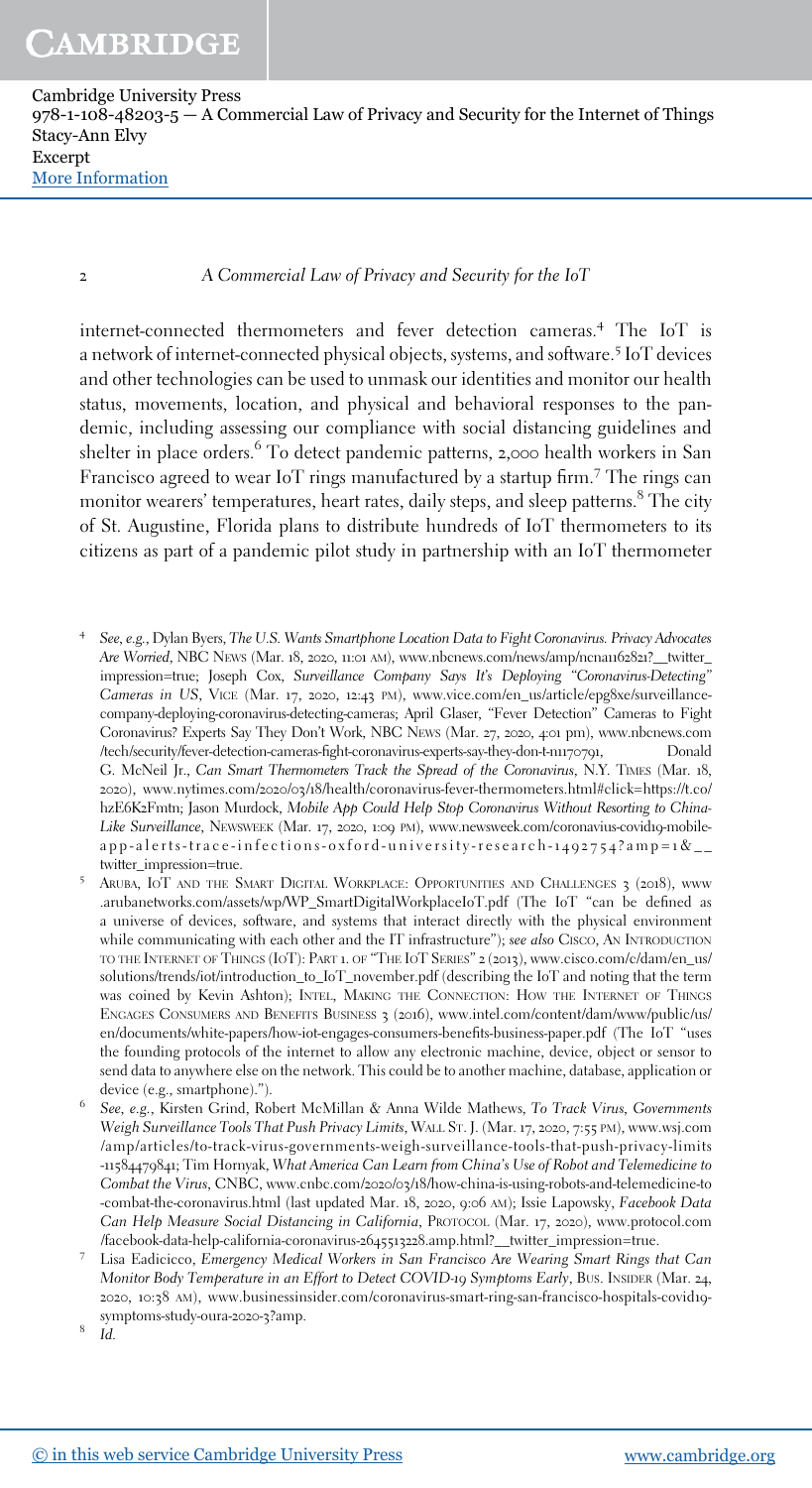internet-connected thermometers and fever detection cameras.[4] The IoT is a network of internet-connected physical objects, systems, and software.[5] IoT devices and other technologies can be used to unmask our identities and monitor our health status, movements, location, and physical and behavioral responses to the pandemic, including assessing our compliance with social distancing guidelines and shelter in place orders.[6] To detect pandemic patterns, 2,000 health workers in San Francisco agreed to wear IoT rings manufactured by a startup firm.[7] The rings can monitor wearers' temperatures, heart rates, daily steps, and sleep patterns.[8] The city of St. Augustine, Florida plans to distribute hundreds of IoT thermometers to its citizens as part of a pandemic pilot study in partnership with an IoT thermometer

---

[4] *See, e.g.*, Dylan Byers, *The U.S. Wants Smartphone Location Data to Fight Coronavirus. Privacy Advocates Are Worried*, NBC News (Mar. 18, 2020, 11:01 AM), www.nbcnews.com/news/amp/ncna1162821?__twitter_impression=true; Joseph Cox, *Surveillance Company Says It's Deploying "Coronavirus-Detecting" Cameras in US*, Vice (Mar. 17, 2020, 12:43 PM), www.vice.com/en_us/article/epg8xe/surveillance-company-deploying-coronavirus-detecting-cameras; April Glaser, "Fever Detection" Cameras to Fight Coronavirus? Experts Say They Don't Work, NBC News (Mar. 27, 2020, 4:01 pm), www.nbcnews.com/tech/security/fever-detection-cameras-fight-coronavirus-experts-say-they-don-t-n1170791, Donald G. McNeil Jr., *Can Smart Thermometers Track the Spread of the Coronavirus*, N.Y. Times (Mar. 18, 2020), www.nytimes.com/2020/03/18/health/coronavirus-fever-thermometers.html#click=https://t.co/hzE6K2Fmtn; Jason Murdock, *Mobile App Could Help Stop Coronavirus Without Resorting to China-Like Surveillance*, Newsweek (Mar. 17, 2020, 1:09 PM), www.newsweek.com/coronavius-covid19-mobile-app-alerts-trace-infections-oxford-university-research-1492754?amp=1&__twitter_impression=true.

[5] Aruba, IoT and the Smart Digital Workplace: Opportunities and Challenges 3 (2018), www.arubanetworks.com/assets/wp/WP_SmartDigitalWorkplaceIoT.pdf (The IoT "can be defined as a universe of devices, software, and systems that interact directly with the physical environment while communicating with each other and the IT infrastructure"); *see also* Cisco, An Introduction to the Internet of Things (IoT): Part 1. of "The IoT Series" 2 (2013), www.cisco.com/c/dam/en_us/solutions/trends/iot/introduction_to_IoT_november.pdf (describing the IoT and noting that the term was coined by Kevin Ashton); Intel, Making the Connection: How the Internet of Things Engages Consumers and Benefits Business 3 (2016), www.intel.com/content/dam/www/public/us/en/documents/white-papers/how-iot-engages-consumers-benefits-business-paper.pdf (The IoT "uses the founding protocols of the internet to allow any electronic machine, device, object or sensor to send data to anywhere else on the network. This could be to another machine, database, application or device (e.g., smartphone).").

[6] *See, e.g.*, Kirsten Grind, Robert McMillan & Anna Wilde Mathews, *To Track Virus, Governments Weigh Surveillance Tools That Push Privacy Limits*, Wall St. J. (Mar. 17, 2020, 7:55 PM), www.wsj.com/amp/articles/to-track-virus-governments-weigh-surveillance-tools-that-push-privacy-limits-11584479841; Tim Hornyak, *What America Can Learn from China's Use of Robot and Telemedicine to Combat the Virus*, CNBC, www.cnbc.com/2020/03/18/how-china-is-using-robots-and-telemedicine-to-combat-the-coronavirus.html (last updated Mar. 18, 2020, 9:06 AM); Issie Lapowsky, *Facebook Data Can Help Measure Social Distancing in California*, Protocol (Mar. 17, 2020), www.protocol.com/facebook-data-help-california-coronavirus-2645513228.amp.html?__twitter_impression=true.

[7] Lisa Eadicicco, *Emergency Medical Workers in San Francisco Are Wearing Smart Rings that Can Monitor Body Temperature in an Effort to Detect COVID-19 Symptoms Early*, Bus. Insider (Mar. 24, 2020, 10:38 AM), www.businessinsider.com/coronavirus-smart-ring-san-francisco-hospitals-covid19-symptoms-study-oura-2020-3?amp.

[8] *Id.*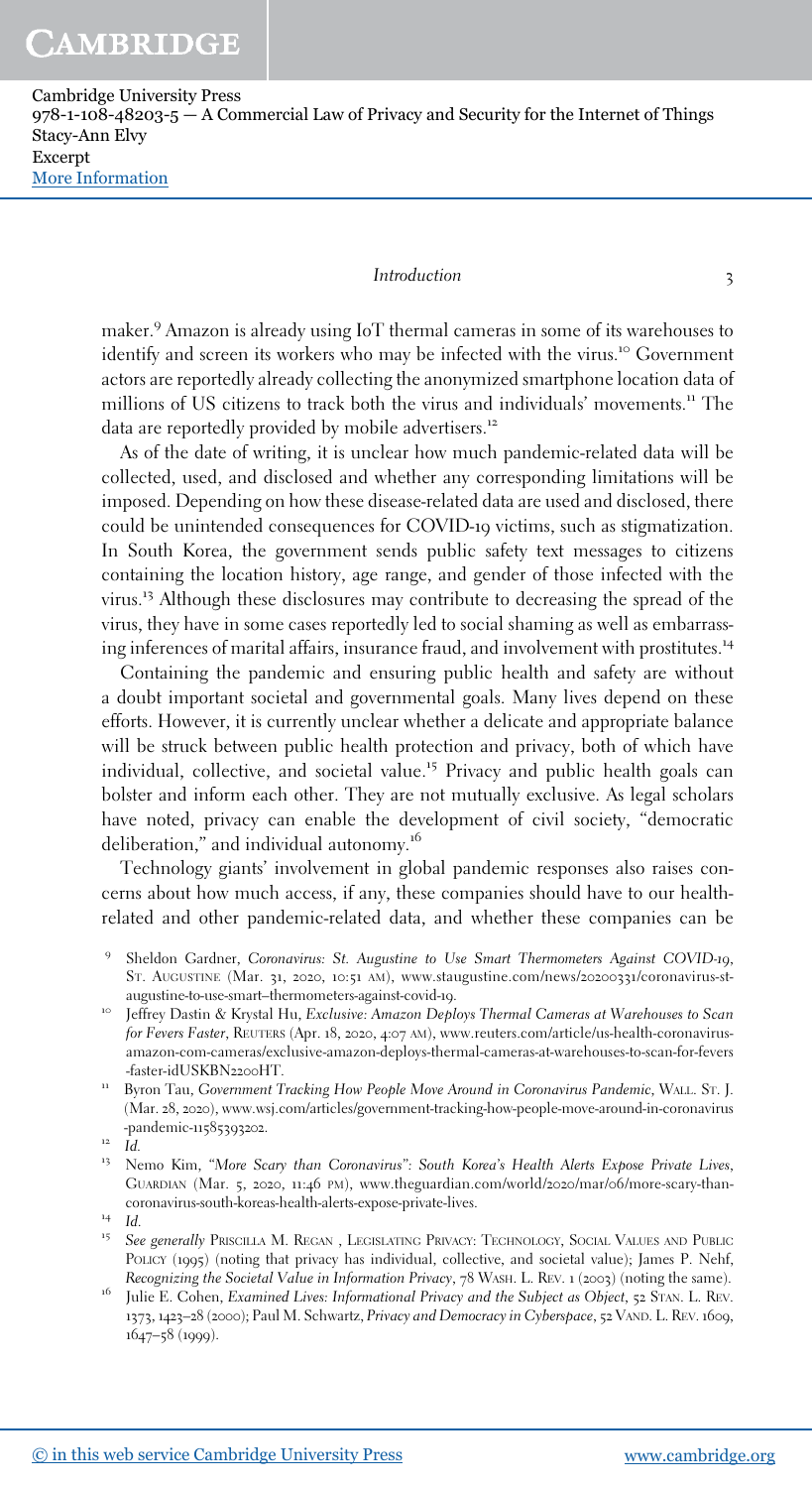maker.[9] Amazon is already using IoT thermal cameras in some of its warehouses to identify and screen its workers who may be infected with the virus.[10] Government actors are reportedly already collecting the anonymized smartphone location data of millions of US citizens to track both the virus and individuals' movements.[11] The data are reportedly provided by mobile advertisers.[12]

As of the date of writing, it is unclear how much pandemic-related data will be collected, used, and disclosed and whether any corresponding limitations will be imposed. Depending on how these disease-related data are used and disclosed, there could be unintended consequences for COVID-19 victims, such as stigmatization. In South Korea, the government sends public safety text messages to citizens containing the location history, age range, and gender of those infected with the virus.[13] Although these disclosures may contribute to decreasing the spread of the virus, they have in some cases reportedly led to social shaming as well as embarrassing inferences of marital affairs, insurance fraud, and involvement with prostitutes.[14]

Containing the pandemic and ensuring public health and safety are without a doubt important societal and governmental goals. Many lives depend on these efforts. However, it is currently unclear whether a delicate and appropriate balance will be struck between public health protection and privacy, both of which have individual, collective, and societal value.[15] Privacy and public health goals can bolster and inform each other. They are not mutually exclusive. As legal scholars have noted, privacy can enable the development of civil society, "democratic deliberation," and individual autonomy.[16]

Technology giants' involvement in global pandemic responses also raises concerns about how much access, if any, these companies should have to our health-related and other pandemic-related data, and whether these companies can be

---

[9] Sheldon Gardner, *Coronavirus: St. Augustine to Use Smart Thermometers Against COVID-19*, St. Augustine (Mar. 31, 2020, 10:51 AM), www.staugustine.com/news/20200331/coronavirus-st-augustine-to-use-smart–thermometers-against-covid-19.

[10] Jeffrey Dastin & Krystal Hu, *Exclusive: Amazon Deploys Thermal Cameras at Warehouses to Scan for Fevers Faster*, Reuters (Apr. 18, 2020, 4:07 AM), www.reuters.com/article/us-health-coronavirus-amazon-com-cameras/exclusive-amazon-deploys-thermal-cameras-at-warehouses-to-scan-for-fevers-faster-idUSKBN2200HT.

[11] Byron Tau, *Government Tracking How People Move Around in Coronavirus Pandemic*, Wall St. J. (Mar. 28, 2020), www.wsj.com/articles/government-tracking-how-people-move-around-in-coronavirus-pandemic-11585393202.

[12] *Id.*

[13] Nemo Kim, *"More Scary than Coronavirus": South Korea's Health Alerts Expose Private Lives*, Guardian (Mar. 5, 2020, 11:46 PM), www.theguardian.com/world/2020/mar/06/more-scary-than-coronavirus-south-koreas-health-alerts-expose-private-lives.

[14] *Id.*

[15] *See generally* Priscilla M. Regan, Legislating Privacy: Technology, Social Values and Public Policy (1995) (noting that privacy has individual, collective, and societal value); James P. Nehf, *Recognizing the Societal Value in Information Privacy*, 78 Wash. L. Rev. 1 (2003) (noting the same).

[16] Julie E. Cohen, *Examined Lives: Informational Privacy and the Subject as Object*, 52 Stan. L. Rev. 1373, 1423–28 (2000); Paul M. Schwartz, *Privacy and Democracy in Cyberspace*, 52 Vand. L. Rev. 1609, 1647–58 (1999).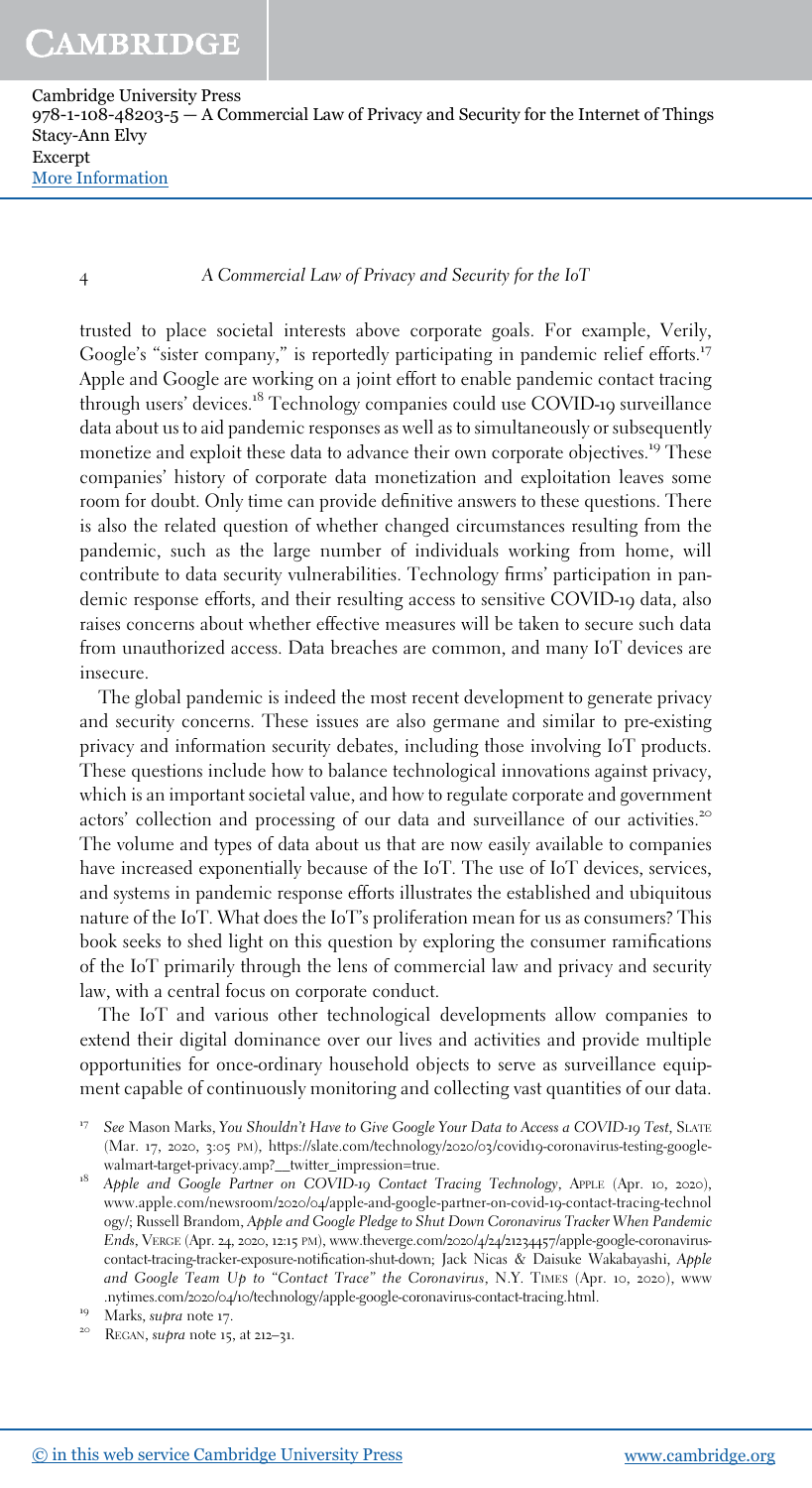trusted to place societal interests above corporate goals. For example, Verily, Google's "sister company," is reportedly participating in pandemic relief efforts.[17] Apple and Google are working on a joint effort to enable pandemic contact tracing through users' devices.[18] Technology companies could use COVID-19 surveillance data about us to aid pandemic responses as well as to simultaneously or subsequently monetize and exploit these data to advance their own corporate objectives.[19] These companies' history of corporate data monetization and exploitation leaves some room for doubt. Only time can provide definitive answers to these questions. There is also the related question of whether changed circumstances resulting from the pandemic, such as the large number of individuals working from home, will contribute to data security vulnerabilities. Technology firms' participation in pandemic response efforts, and their resulting access to sensitive COVID-19 data, also raises concerns about whether effective measures will be taken to secure such data from unauthorized access. Data breaches are common, and many IoT devices are insecure.

The global pandemic is indeed the most recent development to generate privacy and security concerns. These issues are also germane and similar to pre-existing privacy and information security debates, including those involving IoT products. These questions include how to balance technological innovations against privacy, which is an important societal value, and how to regulate corporate and government actors' collection and processing of our data and surveillance of our activities.[20] The volume and types of data about us that are now easily available to companies have increased exponentially because of the IoT. The use of IoT devices, services, and systems in pandemic response efforts illustrates the established and ubiquitous nature of the IoT. What does the IoT's proliferation mean for us as consumers? This book seeks to shed light on this question by exploring the consumer ramifications of the IoT primarily through the lens of commercial law and privacy and security law, with a central focus on corporate conduct.

The IoT and various other technological developments allow companies to extend their digital dominance over our lives and activities and provide multiple opportunities for once-ordinary household objects to serve as surveillance equipment capable of continuously monitoring and collecting vast quantities of our data.

---

[17] *See* Mason Marks, *You Shouldn't Have to Give Google Your Data to Access a COVID-19 Test*, SLATE (Mar. 17, 2020, 3:05 PM), https://slate.com/technology/2020/03/covid19-coronavirus-testing-google-walmart-target-privacy.amp?__twitter_impression=true.

[18] *Apple and Google Partner on COVID-19 Contact Tracing Technology*, APPLE (Apr. 10, 2020), www.apple.com/newsroom/2020/04/apple-and-google-partner-on-covid-19-contact-tracing-technology/; Russell Brandom, *Apple and Google Pledge to Shut Down Coronavirus Tracker When Pandemic Ends*, VERGE (Apr. 24, 2020, 12:15 PM), www.theverge.com/2020/4/24/21234457/apple-google-coronavirus-contact-tracing-tracker-exposure-notification-shut-down; Jack Nicas & Daisuke Wakabayashi, *Apple and Google Team Up to "Contact Trace" the Coronavirus*, N.Y. TIMES (Apr. 10, 2020), www.nytimes.com/2020/04/10/technology/apple-google-coronavirus-contact-tracing.html.

[19] Marks, *supra* note 17.

[20] REGAN, *supra* note 15, at 212–31.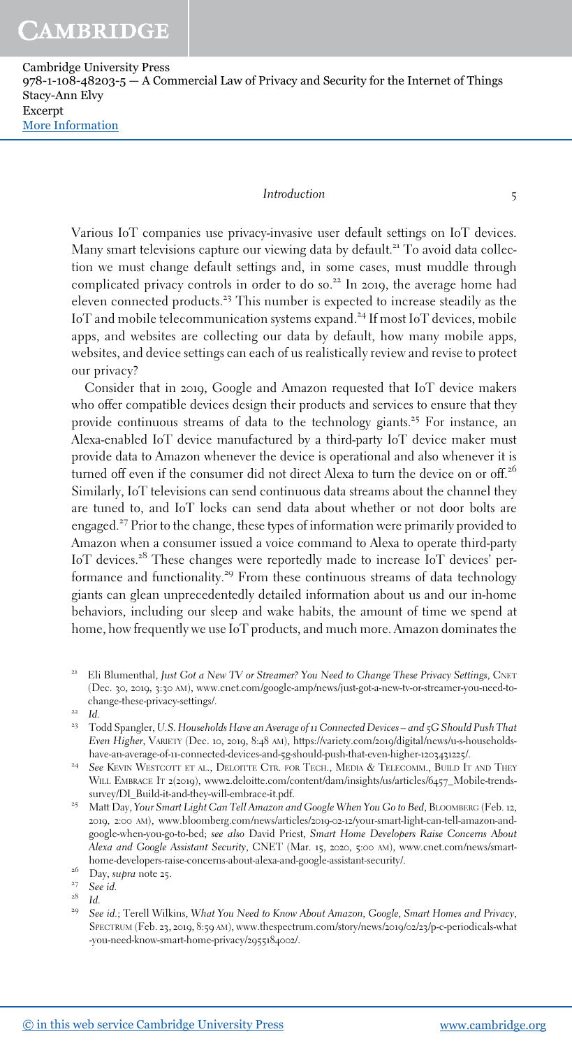Various IoT companies use privacy-invasive user default settings on IoT devices. Many smart televisions capture our viewing data by default.[21] To avoid data collection we must change default settings and, in some cases, must muddle through complicated privacy controls in order to do so.[22] In 2019, the average home had eleven connected products.[23] This number is expected to increase steadily as the IoT and mobile telecommunication systems expand.[24] If most IoT devices, mobile apps, and websites are collecting our data by default, how many mobile apps, websites, and device settings can each of us realistically review and revise to protect our privacy?

Consider that in 2019, Google and Amazon requested that IoT device makers who offer compatible devices design their products and services to ensure that they provide continuous streams of data to the technology giants.[25] For instance, an Alexa-enabled IoT device manufactured by a third-party IoT device maker must provide data to Amazon whenever the device is operational and also whenever it is turned off even if the consumer did not direct Alexa to turn the device on or off.[26] Similarly, IoT televisions can send continuous data streams about the channel they are tuned to, and IoT locks can send data about whether or not door bolts are engaged.[27] Prior to the change, these types of information were primarily provided to Amazon when a consumer issued a voice command to Alexa to operate third-party IoT devices.[28] These changes were reportedly made to increase IoT devices' performance and functionality.[29] From these continuous streams of data technology giants can glean unprecedentedly detailed information about us and our in-home behaviors, including our sleep and wake habits, the amount of time we spend at home, how frequently we use IoT products, and much more. Amazon dominates the

---

[21] Eli Blumenthal, *Just Got a New TV or Streamer? You Need to Change These Privacy Settings*, CNET (Dec. 30, 2019, 3:30 AM), www.cnet.com/google-amp/news/just-got-a-new-tv-or-streamer-you-need-to-change-these-privacy-settings/.

[22] *Id.*

[23] Todd Spangler, *U.S. Households Have an Average of 11 Connected Devices – and 5G Should Push That Even Higher*, VARIETY (Dec. 10, 2019, 8:48 AM), https://variety.com/2019/digital/news/u-s-households-have-an-average-of-11-connected-devices-and-5g-should-push-that-even-higher-1203431225/.

[24] *See* KEVIN WESTCOTT ET AL., DELOITTE CTR. FOR TECH., MEDIA & TELECOMM., BUILD IT AND THEY WILL EMBRACE IT 2(2019), www2.deloitte.com/content/dam/insights/us/articles/6457_Mobile-trends-survey/DI_Build-it-and-they-will-embrace-it.pdf.

[25] Matt Day, *Your Smart Light Can Tell Amazon and Google When You Go to Bed*, BLOOMBERG (Feb. 12, 2019, 2:00 AM), www.bloomberg.com/news/articles/2019-02-12/your-smart-light-can-tell-amazon-and-google-when-you-go-to-bed; *see also* David Priest, *Smart Home Developers Raise Concerns About Alexa and Google Assistant Security*, CNET (Mar. 15, 2020, 5:00 AM), www.cnet.com/news/smart-home-developers-raise-concerns-about-alexa-and-google-assistant-security/.

[26] Day, *supra* note 25.

[27] *See id.*

[28] *Id.*

[29] *See id.*; Terell Wilkins, *What You Need to Know About Amazon, Google, Smart Homes and Privacy*, SPECTRUM (Feb. 23, 2019, 8:59 AM), www.thespectrum.com/story/news/2019/02/23/p-c-periodicals-what-you-need-know-smart-home-privacy/2955184002/.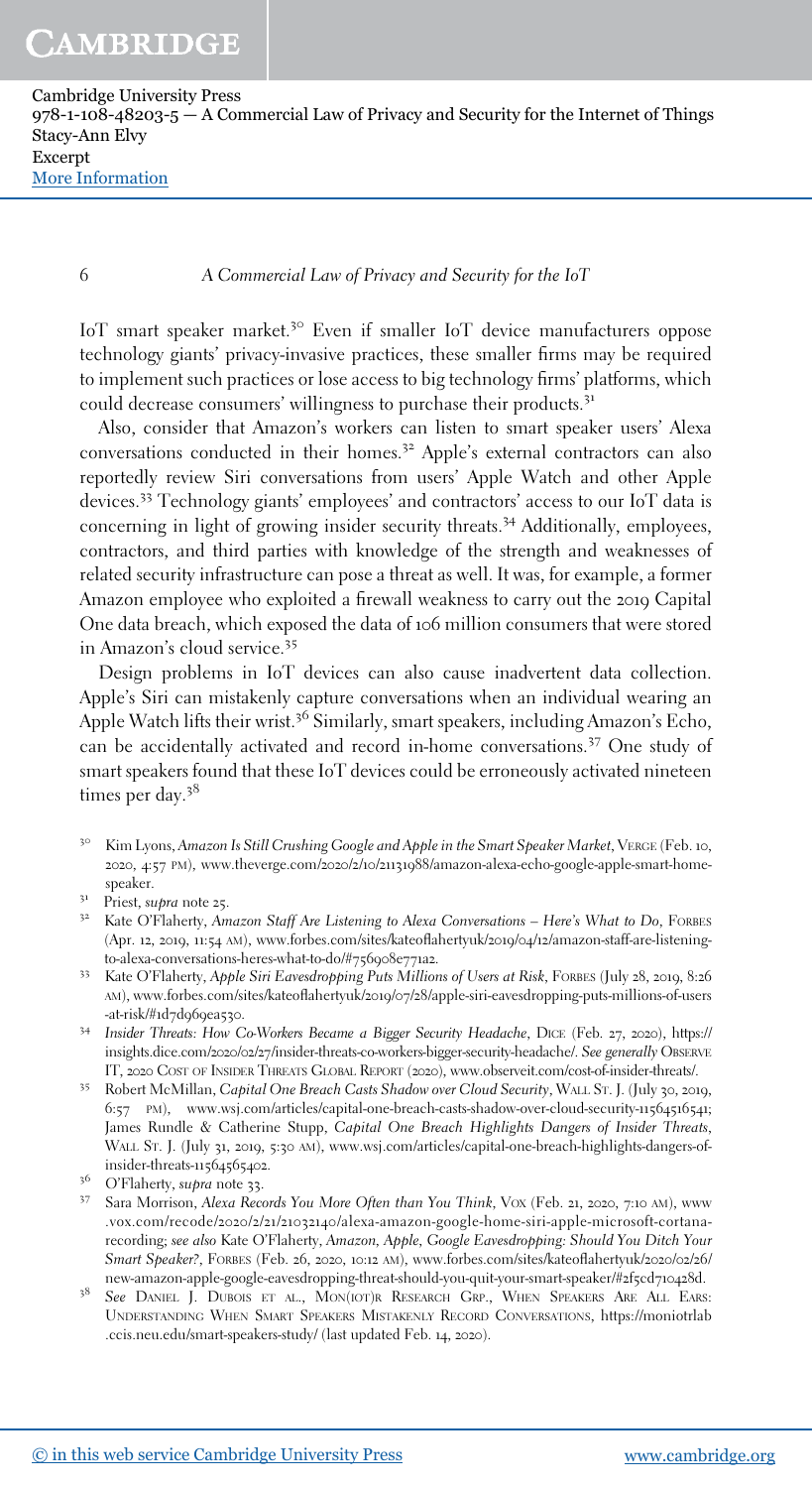IoT smart speaker market.[30] Even if smaller IoT device manufacturers oppose technology giants' privacy-invasive practices, these smaller firms may be required to implement such practices or lose access to big technology firms' platforms, which could decrease consumers' willingness to purchase their products.[31]

Also, consider that Amazon's workers can listen to smart speaker users' Alexa conversations conducted in their homes.[32] Apple's external contractors can also reportedly review Siri conversations from users' Apple Watch and other Apple devices.[33] Technology giants' employees' and contractors' access to our IoT data is concerning in light of growing insider security threats.[34] Additionally, employees, contractors, and third parties with knowledge of the strength and weaknesses of related security infrastructure can pose a threat as well. It was, for example, a former Amazon employee who exploited a firewall weakness to carry out the 2019 Capital One data breach, which exposed the data of 106 million consumers that were stored in Amazon's cloud service.[35]

Design problems in IoT devices can also cause inadvertent data collection. Apple's Siri can mistakenly capture conversations when an individual wearing an Apple Watch lifts their wrist.[36] Similarly, smart speakers, including Amazon's Echo, can be accidentally activated and record in-home conversations.[37] One study of smart speakers found that these IoT devices could be erroneously activated nineteen times per day.[38]

---

[30] Kim Lyons, *Amazon Is Still Crushing Google and Apple in the Smart Speaker Market*, Verge (Feb. 10, 2020, 4:57 PM), www.theverge.com/2020/2/10/21131988/amazon-alexa-echo-google-apple-smart-home-speaker.

[31] Priest, *supra* note 25.

[32] Kate O'Flaherty, *Amazon Staff Are Listening to Alexa Conversations – Here's What to Do*, Forbes (Apr. 12, 2019, 11:54 AM), www.forbes.com/sites/kateoflahertyuk/2019/04/12/amazon-staff-are-listening-to-alexa-conversations-heres-what-to-do/#756908e771a2.

[33] Kate O'Flaherty, *Apple Siri Eavesdropping Puts Millions of Users at Risk*, Forbes (July 28, 2019, 8:26 AM), www.forbes.com/sites/kateoflahertyuk/2019/07/28/apple-siri-eavesdropping-puts-millions-of-users-at-risk/#1d7d969ea530.

[34] *Insider Threats: How Co-Workers Became a Bigger Security Headache*, Dice (Feb. 27, 2020), https://insights.dice.com/2020/02/27/insider-threats-co-workers-bigger-security-headache/. *See generally* ObserveIT, 2020 Cost of Insider Threats Global Report (2020), www.observeit.com/cost-of-insider-threats/.

[35] Robert McMillan, *Capital One Breach Casts Shadow over Cloud Security*, Wall St. J. (July 30, 2019, 6:57 PM), www.wsj.com/articles/capital-one-breach-casts-shadow-over-cloud-security-11564516541; James Rundle & Catherine Stupp, *Capital One Breach Highlights Dangers of Insider Threats*, Wall St. J. (July 31, 2019, 5:30 AM), www.wsj.com/articles/capital-one-breach-highlights-dangers-of-insider-threats-11564565402.

[36] O'Flaherty, *supra* note 33.

[37] Sara Morrison, *Alexa Records You More Often than You Think*, Vox (Feb. 21, 2020, 7:10 AM), www.vox.com/recode/2020/2/21/21032140/alexa-amazon-google-home-siri-apple-microsoft-cortana-recording; *see also* Kate O'Flaherty, *Amazon, Apple, Google Eavesdropping: Should You Ditch Your Smart Speaker?*, Forbes (Feb. 26, 2020, 10:12 AM), www.forbes.com/sites/kateoflahertyuk/2020/02/26/new-amazon-apple-google-eavesdropping-threat-should-you-quit-your-smart-speaker/#2f5cd710428d.

[38] *See* Daniel J. Dubois et al., Mon(IoT)r Research Grp., When Speakers Are All Ears: Understanding When Smart Speakers Mistakenly Record Conversations, https://moniotrlab.ccis.neu.edu/smart-speakers-study/ (last updated Feb. 14, 2020).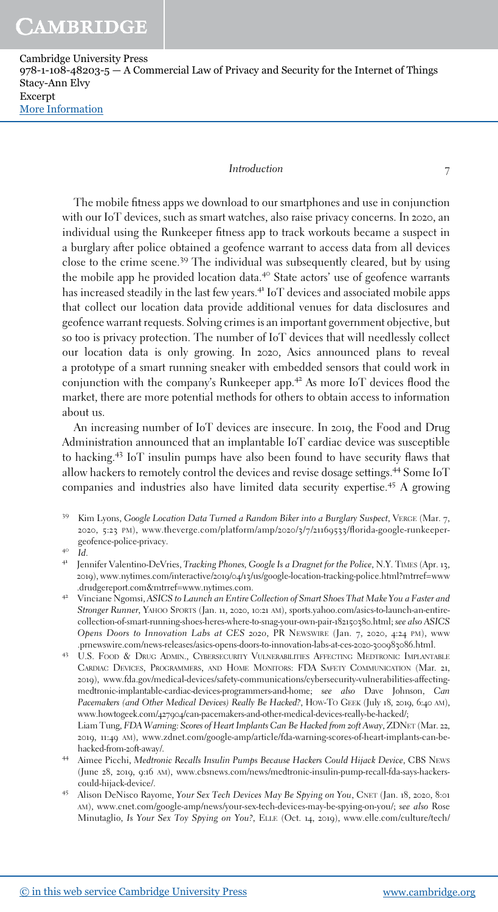The mobile fitness apps we download to our smartphones and use in conjunction with our IoT devices, such as smart watches, also raise privacy concerns. In 2020, an individual using the Runkeeper fitness app to track workouts became a suspect in a burglary after police obtained a geofence warrant to access data from all devices close to the crime scene.[39] The individual was subsequently cleared, but by using the mobile app he provided location data.[40] State actors' use of geofence warrants has increased steadily in the last few years.[41] IoT devices and associated mobile apps that collect our location data provide additional venues for data disclosures and geofence warrant requests. Solving crimes is an important government objective, but so too is privacy protection. The number of IoT devices that will needlessly collect our location data is only growing. In 2020, Asics announced plans to reveal a prototype of a smart running sneaker with embedded sensors that could work in conjunction with the company's Runkeeper app.[42] As more IoT devices flood the market, there are more potential methods for others to obtain access to information about us.

An increasing number of IoT devices are insecure. In 2019, the Food and Drug Administration announced that an implantable IoT cardiac device was susceptible to hacking.[43] IoT insulin pumps have also been found to have security flaws that allow hackers to remotely control the devices and revise dosage settings.[44] Some IoT companies and industries also have limited data security expertise.[45] A growing

---

[39] Kim Lyons, *Google Location Data Turned a Random Biker into a Burglary Suspect*, VERGE (Mar. 7, 2020, 5:23 PM), www.theverge.com/platform/amp/2020/3/7/21169533/florida-google-runkeeper-geofence-police-privacy.

[40] *Id.*

[41] Jennifer Valentino-DeVries, *Tracking Phones, Google Is a Dragnet for the Police*, N.Y. TIMES (Apr. 13, 2019), www.nytimes.com/interactive/2019/04/13/us/google-location-tracking-police.html?mtrref=www.drudgereport.com&mtrref=www.nytimes.com.

[42] Vinciane Ngomsi, *ASICS to Launch an Entire Collection of Smart Shoes That Make You a Faster and Stronger Runner*, YAHOO SPORTS (Jan. 11, 2020, 10:21 AM), sports.yahoo.com/asics-to-launch-an-entire-collection-of-smart-running-shoes-heres-where-to-snag-your-own-pair-182150380.html; *see also ASICS Opens Doors to Innovation Labs at CES 2020*, PR NEWSWIRE (Jan. 7, 2020, 4:24 PM), www.prnewswire.com/news-releases/asics-opens-doors-to-innovation-labs-at-ces-2020-300983086.html.

[43] U.S. FOOD & DRUG ADMIN., CYBERSECURITY VULNERABILITIES AFFECTING MEDTRONIC IMPLANTABLE CARDIAC DEVICES, PROGRAMMERS, AND HOME MONITORS: FDA SAFETY COMMUNICATION (Mar. 21, 2019), www.fda.gov/medical-devices/safety-communications/cybersecurity-vulnerabilities-affecting-medtronic-implantable-cardiac-devices-programmers-and-home; *see also* Dave Johnson, *Can Pacemakers (and Other Medical Devices) Really Be Hacked?*, HOW-TO GEEK (July 18, 2019, 6:40 AM), www.howtogeek.com/427904/can-pacemakers-and-other-medical-devices-really-be-hacked/; Liam Tung, *FDA Warning: Scores of Heart Implants Can Be Hacked from 20ft Away*, ZDNET (Mar. 22, 2019, 11:49 AM), www.zdnet.com/google-amp/article/fda-warning-scores-of-heart-implants-can-be-hacked-from-20ft-away/.

[44] Aimee Picchi, *Medtronic Recalls Insulin Pumps Because Hackers Could Hijack Device*, CBS NEWS (June 28, 2019, 9:16 AM), www.cbsnews.com/news/medtronic-insulin-pump-recall-fda-says-hackers-could-hijack-device/.

[45] Alison DeNisco Rayome, *Your Sex Tech Devices May Be Spying on You*, CNET (Jan. 18, 2020, 8:01 AM), www.cnet.com/google-amp/news/your-sex-tech-devices-may-be-spying-on-you/; *see also* Rose Minutaglio, *Is Your Sex Toy Spying on You?*, ELLE (Oct. 14, 2019), www.elle.com/culture/tech/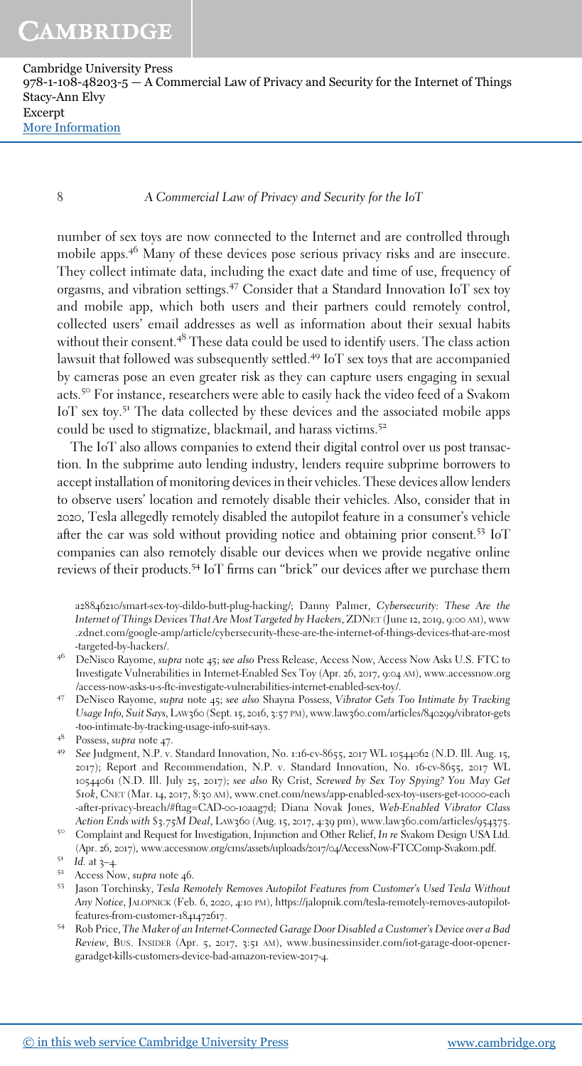number of sex toys are now connected to the Internet and are controlled through mobile apps.[46] Many of these devices pose serious privacy risks and are insecure. They collect intimate data, including the exact date and time of use, frequency of orgasms, and vibration settings.[47] Consider that a Standard Innovation IoT sex toy and mobile app, which both users and their partners could remotely control, collected users' email addresses as well as information about their sexual habits without their consent.[48] These data could be used to identify users. The class action lawsuit that followed was subsequently settled.[49] IoT sex toys that are accompanied by cameras pose an even greater risk as they can capture users engaging in sexual acts.[50] For instance, researchers were able to easily hack the video feed of a Svakom IoT sex toy.[51] The data collected by these devices and the associated mobile apps could be used to stigmatize, blackmail, and harass victims.[52]

The IoT also allows companies to extend their digital control over us post transaction. In the subprime auto lending industry, lenders require subprime borrowers to accept installation of monitoring devices in their vehicles. These devices allow lenders to observe users' location and remotely disable their vehicles. Also, consider that in 2020, Tesla allegedly remotely disabled the autopilot feature in a consumer's vehicle after the car was sold without providing notice and obtaining prior consent.[53] IoT companies can also remotely disable our devices when we provide negative online reviews of their products.[54] IoT firms can "brick" our devices after we purchase them

a28846210/smart-sex-toy-dildo-butt-plug-hacking/; Danny Palmer, *Cybersecurity: These Are the Internet of Things Devices That Are Most Targeted by Hackers*, ZDNET (June 12, 2019, 9:00 AM), www.zdnet.com/google-amp/article/cybersecurity-these-are-the-internet-of-things-devices-that-are-most-targeted-by-hackers/.

[46] DeNisco Rayome, *supra* note 45; *see also* Press Release, Access Now, Access Now Asks U.S. FTC to Investigate Vulnerabilities in Internet-Enabled Sex Toy (Apr. 26, 2017, 9:04 AM), www.accessnow.org/access-now-asks-u-s-ftc-investigate-vulnerabilities-internet-enabled-sex-toy/.

[47] DeNisco Rayome, *supra* note 45; *see also* Shayna Possess, *Vibrator Gets Too Intimate by Tracking Usage Info, Suit Says*, LAW360 (Sept. 15, 2016, 3:57 PM), www.law360.com/articles/840299/vibrator-gets-too-intimate-by-tracking-usage-info-suit-says.

[48] Possess, *supra* note 47.

[49] *See* Judgment, N.P. v. Standard Innovation, No. 1:16-cv-8655, 2017 WL 10544062 (N.D. Ill. Aug. 15, 2017); Report and Recommendation, N.P. v. Standard Innovation, No. 16-cv-8655, 2017 WL 10544061 (N.D. Ill. July 25, 2017); *see also* Ry Crist, *Screwed by Sex Toy Spying? You May Get $10k*, CNET (Mar. 14, 2017, 8:30 AM), www.cnet.com/news/app-enabled-sex-toy-users-get-10000-each-after-privacy-breach/#ftag=CAD-00-10aag7d; Diana Novak Jones, *Web-Enabled Vibrator Class Action Ends with $3.75M Deal*, LAW360 (Aug. 15, 2017, 4:39 pm), www.law360.com/articles/954375.

[50] Complaint and Request for Investigation, Injunction and Other Relief, *In re* Svakom Design USA Ltd. (Apr. 26, 2017), www.accessnow.org/cms/assets/uploads/2017/04/AccessNow-FTCComp-Svakom.pdf.

[51] *Id.* at 3–4.

[52] Access Now, *supra* note 46.

[53] Jason Torchinsky, *Tesla Remotely Removes Autopilot Features from Customer's Used Tesla Without Any Notice*, JALOPNICK (Feb. 6, 2020, 4:10 PM), https://jalopnik.com/tesla-remotely-removes-autopilot-features-from-customer-1841472617.

[54] Rob Price, *The Maker of an Internet-Connected Garage Door Disabled a Customer's Device over a Bad Review*, BUS. INSIDER (Apr. 5, 2017, 3:51 AM), www.businessinsider.com/iot-garage-door-opener-garadget-kills-customers-device-bad-amazon-review-2017-4.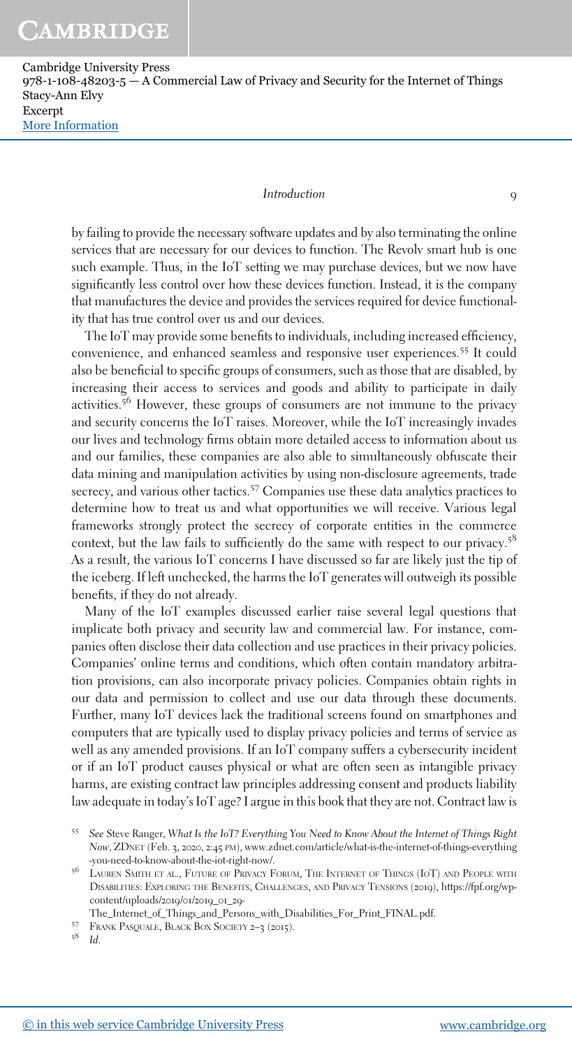by failing to provide the necessary software updates and by also terminating the online services that are necessary for our devices to function. The Revolv smart hub is one such example. Thus, in the IoT setting we may purchase devices, but we now have significantly less control over how these devices function. Instead, it is the company that manufactures the device and provides the services required for device functionality that has true control over us and our devices.

The IoT may provide some benefits to individuals, including increased efficiency, convenience, and enhanced seamless and responsive user experiences.[55] It could also be beneficial to specific groups of consumers, such as those that are disabled, by increasing their access to services and goods and ability to participate in daily activities.[56] However, these groups of consumers are not immune to the privacy and security concerns the IoT raises. Moreover, while the IoT increasingly invades our lives and technology firms obtain more detailed access to information about us and our families, these companies are also able to simultaneously obfuscate their data mining and manipulation activities by using non-disclosure agreements, trade secrecy, and various other tactics.[57] Companies use these data analytics practices to determine how to treat us and what opportunities we will receive. Various legal frameworks strongly protect the secrecy of corporate entities in the commerce context, but the law fails to sufficiently do the same with respect to our privacy.[58] As a result, the various IoT concerns I have discussed so far are likely just the tip of the iceberg. If left unchecked, the harms the IoT generates will outweigh its possible benefits, if they do not already.

Many of the IoT examples discussed earlier raise several legal questions that implicate both privacy and security law and commercial law. For instance, companies often disclose their data collection and use practices in their privacy policies. Companies' online terms and conditions, which often contain mandatory arbitration provisions, can also incorporate privacy policies. Companies obtain rights in our data and permission to collect and use our data through these documents. Further, many IoT devices lack the traditional screens found on smartphones and computers that are typically used to display privacy policies and terms of service as well as any amended provisions. If an IoT company suffers a cybersecurity incident or if an IoT product causes physical or what are often seen as intangible privacy harms, are existing contract law principles addressing consent and products liability law adequate in today's IoT age? I argue in this book that they are not. Contract law is

---

[55] *See* Steve Ranger, *What Is the IoT? Everything You Need to Know About the Internet of Things Right Now*, ZDNet (Feb. 3, 2020, 2:45 pm), www.zdnet.com/article/what-is-the-internet-of-things-everything-you-need-to-know-about-the-iot-right-now/.

[56] Lauren Smith et al., Future of Privacy Forum, The Internet of Things (IoT) and People with Disabilities: Exploring the Benefits, Challenges, and Privacy Tensions (2019), https://fpf.org/wp-content/uploads/2019/01/2019_01_29-The_Internet_of_Things_and_Persons_with_Disabilities_For_Print_FINAL.pdf.

[57] Frank Pasquale, Black Box Society 2–3 (2015).

[58] *Id.*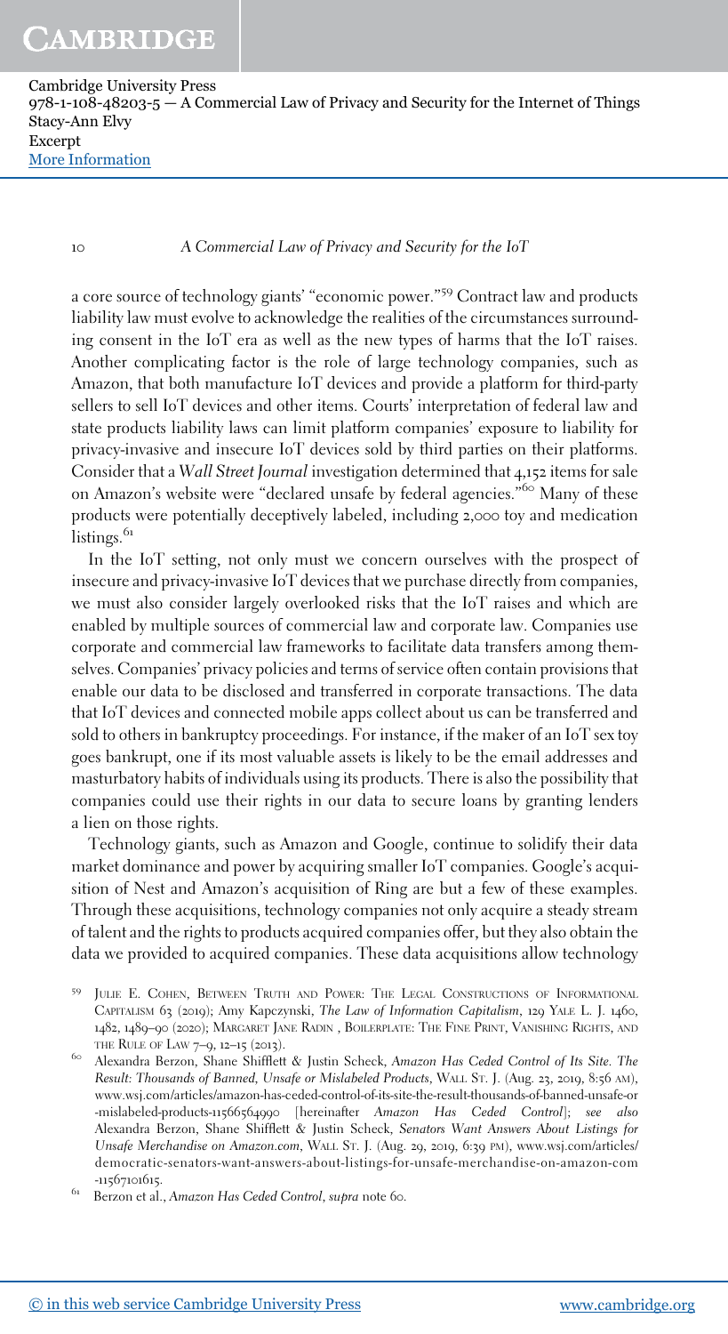a core source of technology giants' "economic power."[59] Contract law and products liability law must evolve to acknowledge the realities of the circumstances surrounding consent in the IoT era as well as the new types of harms that the IoT raises. Another complicating factor is the role of large technology companies, such as Amazon, that both manufacture IoT devices and provide a platform for third-party sellers to sell IoT devices and other items. Courts' interpretation of federal law and state products liability laws can limit platform companies' exposure to liability for privacy-invasive and insecure IoT devices sold by third parties on their platforms. Consider that a *Wall Street Journal* investigation determined that 4,152 items for sale on Amazon's website were "declared unsafe by federal agencies."[60] Many of these products were potentially deceptively labeled, including 2,000 toy and medication listings.[61]

In the IoT setting, not only must we concern ourselves with the prospect of insecure and privacy-invasive IoT devices that we purchase directly from companies, we must also consider largely overlooked risks that the IoT raises and which are enabled by multiple sources of commercial law and corporate law. Companies use corporate and commercial law frameworks to facilitate data transfers among themselves. Companies' privacy policies and terms of service often contain provisions that enable our data to be disclosed and transferred in corporate transactions. The data that IoT devices and connected mobile apps collect about us can be transferred and sold to others in bankruptcy proceedings. For instance, if the maker of an IoT sex toy goes bankrupt, one if its most valuable assets is likely to be the email addresses and masturbatory habits of individuals using its products. There is also the possibility that companies could use their rights in our data to secure loans by granting lenders a lien on those rights.

Technology giants, such as Amazon and Google, continue to solidify their data market dominance and power by acquiring smaller IoT companies. Google's acquisition of Nest and Amazon's acquisition of Ring are but a few of these examples. Through these acquisitions, technology companies not only acquire a steady stream of talent and the rights to products acquired companies offer, but they also obtain the data we provided to acquired companies. These data acquisitions allow technology

---

[59] Julie E. Cohen, Between Truth and Power: The Legal Constructions of Informational Capitalism 63 (2019); Amy Kapczynski, *The Law of Information Capitalism*, 129 Yale L. J. 1460, 1482, 1489–90 (2020); Margaret Jane Radin, Boilerplate: The Fine Print, Vanishing Rights, and the Rule of Law 7–9, 12–15 (2013).

[60] Alexandra Berzon, Shane Shifflett & Justin Scheck, *Amazon Has Ceded Control of Its Site. The Result: Thousands of Banned, Unsafe or Mislabeled Products*, Wall St. J. (Aug. 23, 2019, 8:56 am), www.wsj.com/articles/amazon-has-ceded-control-of-its-site-the-result-thousands-of-banned-unsafe-or-mislabeled-products-11566564990 [hereinafter *Amazon Has Ceded Control*]; *see also* Alexandra Berzon, Shane Shifflett & Justin Scheck, *Senators Want Answers About Listings for Unsafe Merchandise on Amazon.com*, Wall St. J. (Aug. 29, 2019, 6:39 pm), www.wsj.com/articles/democratic-senators-want-answers-about-listings-for-unsafe-merchandise-on-amazon-com-11567101615.

[61] Berzon et al., *Amazon Has Ceded Control*, *supra* note 60.